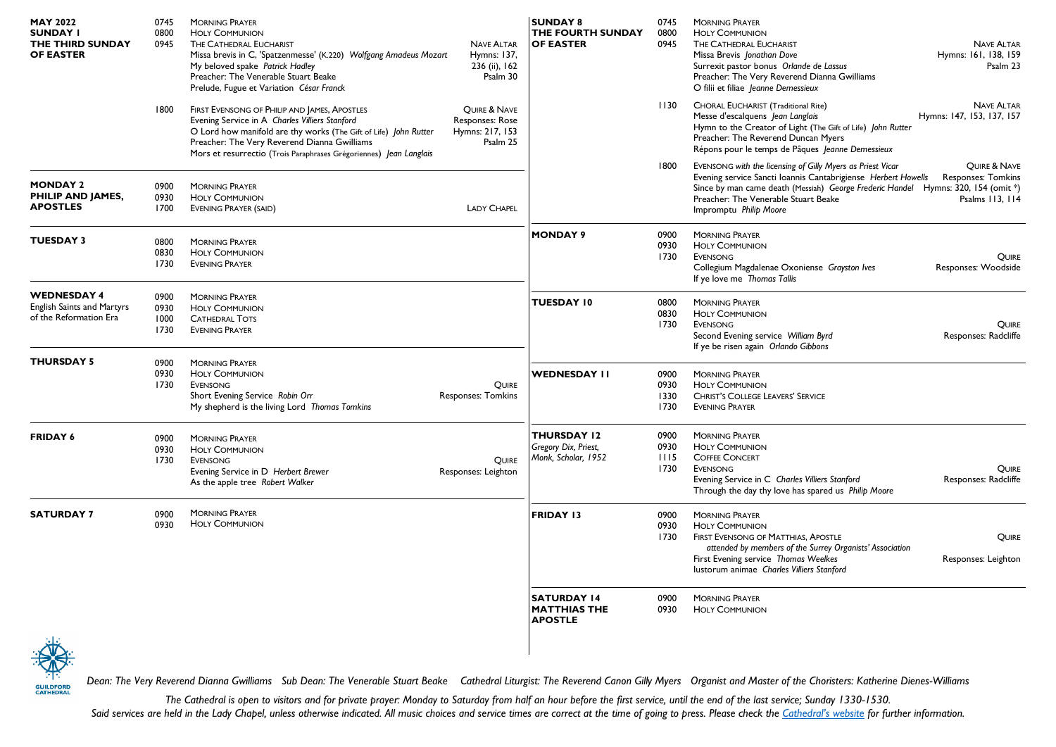**MAY 2022**
**SUNDAY 1**
**THE THIRD SUNDAY OF EASTER**

0745 MORNING PRAYER
0800 HOLY COMMUNION
0945 THE CATHEDRAL EUCHARIST — NAVE ALTAR
Missa brevis in C, 'Spatzenmesse' (K.220) *Wolfgang Amadeus Mozart*
My beloved spake *Patrick Hadley*
Preacher: The Venerable Stuart Beake
Prelude, Fugue et Variation *César Franck*
Hymns: 137, 236 (ii), 162
Psalm 30

1800 FIRST EVENSONG OF PHILIP AND JAMES, APOSTLES — QUIRE & NAVE
Evening Service in A *Charles Villiers Stanford*
O Lord how manifold are thy works (The Gift of Life) *John Rutter*
Preacher: The Very Reverend Dianna Gwilliams
Mors et resurrectio (Trois Paraphrases Grégoriennes) *Jean Langlais*
Responses: Rose
Hymns: 217, 153
Psalm 25

**MONDAY 2**
**PHILIP AND JAMES, APOSTLES**

0900 MORNING PRAYER
0930 HOLY COMMUNION
1700 EVENING PRAYER (SAID) — LADY CHAPEL

**TUESDAY 3**

0800 MORNING PRAYER
0830 HOLY COMMUNION
1730 EVENING PRAYER

**WEDNESDAY 4**
English Saints and Martyrs of the Reformation Era

0900 MORNING PRAYER
0930 HOLY COMMUNION
1000 CATHEDRAL TOTS
1730 EVENING PRAYER

**THURSDAY 5**

0900 MORNING PRAYER
0930 HOLY COMMUNION
1730 EVENSONG — QUIRE
Short Evening Service *Robin Orr*
My shepherd is the living Lord *Thomas Tomkins*
Responses: Tomkins

**FRIDAY 6**

0900 MORNING PRAYER
0930 HOLY COMMUNION
1730 EVENSONG — QUIRE
Evening Service in D *Herbert Brewer*
As the apple tree *Robert Walker*
Responses: Leighton

**SATURDAY 7**

0900 MORNING PRAYER
0930 HOLY COMMUNION

**SUNDAY 8**
**THE FOURTH SUNDAY OF EASTER**

0745 MORNING PRAYER
0800 HOLY COMMUNION
0945 THE CATHEDRAL EUCHARIST — NAVE ALTAR
Missa Brevis *Jonathan Dove*
Surrexit pastor bonus *Orlande de Lassus*
Preacher: The Very Reverend Dianna Gwilliams
O filii et filiae *Jeanne Demessieux*
Hymns: 161, 138, 159
Psalm 23

1130 CHORAL EUCHARIST (Traditional Rite) — NAVE ALTAR
Messe d'escalquens *Jean Langlais*
Hymn to the Creator of Light (The Gift of Life) *John Rutter*
Preacher: The Reverend Duncan Myers
Répons pour le temps de Pâques *Jeanne Demessieux*
Hymns: 147, 153, 137, 157

1800 EVENSONG *with the licensing of Gilly Myers as Priest Vicar* — QUIRE & NAVE
Evening service Sancti Ioannis Cantabrigiense *Herbert Howells*
Since by man came death (Messiah) *George Frederic Handel*
Preacher: The Venerable Stuart Beake
Impromptu *Philip Moore*
Responses: Tomkins
Hymns: 320, 154 (omit *)
Psalms 113, 114

**MONDAY 9**

0900 MORNING PRAYER
0930 HOLY COMMUNION
1730 EVENSONG — QUIRE
Collegium Magdalenae Oxoniense *Grayston Ives*
If ye love me *Thomas Tallis*
Responses: Woodside

**TUESDAY 10**

0800 MORNING PRAYER
0830 HOLY COMMUNION
1730 EVENSONG — QUIRE
Second Evening service *William Byrd*
If ye be risen again *Orlando Gibbons*
Responses: Radcliffe

**WEDNESDAY 11**

0900 MORNING PRAYER
0930 HOLY COMMUNION
1330 CHRIST'S COLLEGE LEAVERS' SERVICE
1730 EVENING PRAYER

**THURSDAY 12**
*Gregory Dix, Priest, Monk, Scholar, 1952*

0900 MORNING PRAYER
0930 HOLY COMMUNION
1115 COFFEE CONCERT
1730 EVENSONG — QUIRE
Evening Service in C *Charles Villiers Stanford*
Through the day thy love has spared us *Philip Moore*
Responses: Radcliffe

**FRIDAY 13**

0900 MORNING PRAYER
0930 HOLY COMMUNION
1730 FIRST EVENSONG OF MATTHIAS, APOSTLE — QUIRE
*attended by members of the Surrey Organists' Association*
First Evening service *Thomas Weelkes*
Iustorum animae *Charles Villiers Stanford*
Responses: Leighton

**SATURDAY 14**
**MATTHIAS THE APOSTLE**

0900 MORNING PRAYER
0930 HOLY COMMUNION

GUILDFORD CATHEDRAL

*Dean: The Very Reverend Dianna Gwilliams Sub Dean: The Venerable Stuart Beake Cathedral Liturgist: The Reverend Canon Gilly Myers Organist and Master of the Choristers: Katherine Dienes-Williams*

*The Cathedral is open to visitors and for private prayer: Monday to Saturday from half an hour before the first service, until the end of the last service; Sunday 1330-1530.*
*Said services are held in the Lady Chapel, unless otherwise indicated. All music choices and service times are correct at the time of going to press. Please check the Cathedral's website for further information.*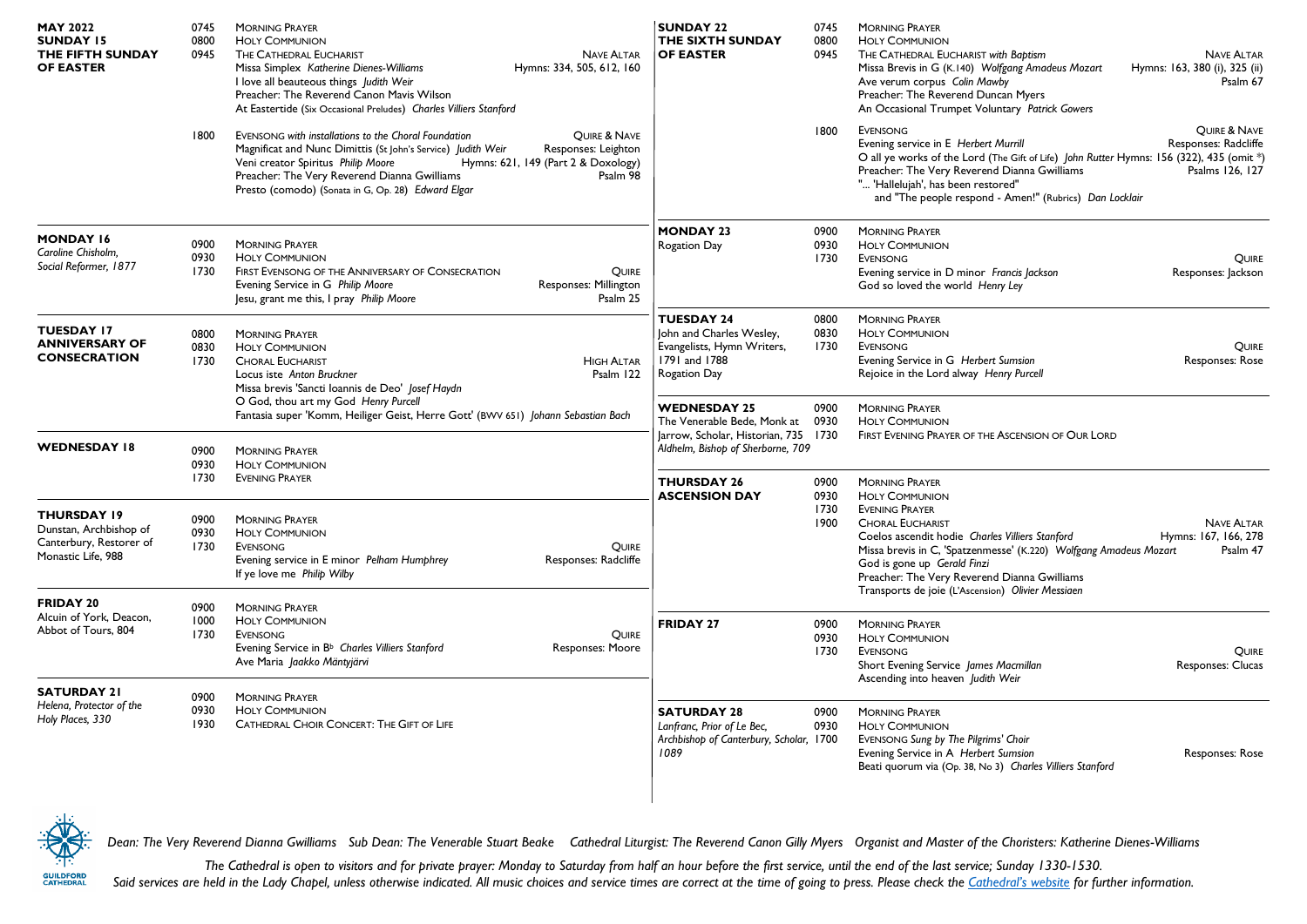## MAY 2022

### SUNDAY 15 — THE FIFTH SUNDAY OF EASTER

0745 Morning Prayer
0800 Holy Communion
0945 The Cathedral Eucharist — Nave Altar
Missa Simplex *Katherine Dienes-Williams* — Hymns: 334, 505, 612, 160
I love all beauteous things *Judith Weir*
Preacher: The Reverend Canon Mavis Wilson
At Eastertide (Six Occasional Preludes) *Charles Villiers Stanford*

1800 Evensong *with installations to the Choral Foundation* — Quire & Nave
Magnificat and Nunc Dimittis (St John's Service) *Judith Weir* — Responses: Leighton
Veni creator Spiritus *Philip Moore* — Hymns: 621, 149 (Part 2 & Doxology)
Preacher: The Very Reverend Dianna Gwilliams — Psalm 98
Presto (comodo) (Sonata in G, Op. 28) *Edward Elgar*

### MONDAY 16
*Caroline Chisholm, Social Reformer, 1877*

0900 Morning Prayer
0930 Holy Communion
1730 First Evensong of the Anniversary of Consecration — Quire
Evening Service in G *Philip Moore* — Responses: Millington
Jesu, grant me this, I pray *Philip Moore* — Psalm 25

### TUESDAY 17 — ANNIVERSARY OF CONSECRATION

0800 Morning Prayer
0830 Holy Communion
1730 Choral Eucharist — High Altar
Locus iste *Anton Bruckner* — Psalm 122
Missa brevis 'Sancti Ioannis de Deo' *Josef Haydn*
O God, thou art my God *Henry Purcell*
Fantasia super 'Komm, Heiliger Geist, Herre Gott' (BWV 651) *Johann Sebastian Bach*

### WEDNESDAY 18

0900 Morning Prayer
0930 Holy Communion
1730 Evening Prayer

### THURSDAY 19
*Dunstan, Archbishop of Canterbury, Restorer of Monastic Life, 988*

0900 Morning Prayer
0930 Holy Communion
1730 Evensong — Quire
Evening service in E minor *Pelham Humphrey* — Responses: Radcliffe
If ye love me *Philip Wilby*

### FRIDAY 20
*Alcuin of York, Deacon, Abbot of Tours, 804*

0900 Morning Prayer
1000 Holy Communion
1730 Evensong — Quire
Evening Service in B♭ *Charles Villiers Stanford* — Responses: Moore
Ave Maria *Jaakko Mäntyjärvi*

### SATURDAY 21
*Helena, Protector of the Holy Places, 330*

0900 Morning Prayer
0930 Holy Communion
1930 Cathedral Choir Concert: The Gift of Life

### SUNDAY 22 — THE SIXTH SUNDAY OF EASTER

0745 Morning Prayer
0800 Holy Communion
0945 The Cathedral Eucharist *with Baptism* — Nave Altar
Missa Brevis in G (K.140) *Wolfgang Amadeus Mozart* — Hymns: 163, 380 (i), 325 (ii)
Ave verum corpus *Colin Mawby* — Psalm 67
Preacher: The Reverend Duncan Myers
An Occasional Trumpet Voluntary *Patrick Gowers*

1800 Evensong — Quire & Nave
Evening service in E *Herbert Murrill* — Responses: Radcliffe
O all ye works of the Lord (The Gift of Life) *John Rutter* — Hymns: 156 (322), 435 (omit *)
Preacher: The Very Reverend Dianna Gwilliams — Psalms 126, 127
"... 'Hallelujah', has been restored" and "The people respond - Amen!" (Rubrics) *Dan Locklair*

### MONDAY 23
Rogation Day

0900 Morning Prayer
0930 Holy Communion
1730 Evensong — Quire
Evening service in D minor *Francis Jackson* — Responses: Jackson
God so loved the world *Henry Ley*

### TUESDAY 24
John and Charles Wesley, Evangelists, Hymn Writers, 1791 and 1788
Rogation Day

0800 Morning Prayer
0830 Holy Communion
1730 Evensong — Quire
Evening Service in G *Herbert Sumsion* — Responses: Rose
Rejoice in the Lord alway *Henry Purcell*

### WEDNESDAY 25
The Venerable Bede, Monk at Jarrow, Scholar, Historian, 735
*Aldhelm, Bishop of Sherborne, 709*

0900 Morning Prayer
0930 Holy Communion
1730 First Evening Prayer of the Ascension of Our Lord

### THURSDAY 26 — ASCENSION DAY

0900 Morning Prayer
0930 Holy Communion
1730 Evening Prayer
1900 Choral Eucharist — Nave Altar
Coelos ascendit hodie *Charles Villiers Stanford* — Hymns: 167, 166, 278
Missa brevis in C, 'Spatzenmesse' (K.220) *Wolfgang Amadeus Mozart* — Psalm 47
God is gone up *Gerald Finzi*
Preacher: The Very Reverend Dianna Gwilliams
Transports de joie (L'Ascension) *Olivier Messiaen*

### FRIDAY 27

0900 Morning Prayer
0930 Holy Communion
1730 Evensong — Quire
Short Evening Service *James Macmillan* — Responses: Clucas
Ascending into heaven *Judith Weir*

### SATURDAY 28
*Lanfranc, Prior of Le Bec, Archbishop of Canterbury, Scholar, 1089*

0900 Morning Prayer
0930 Holy Communion
1700 Evensong *Sung by The Pilgrims' Choir*
Evening Service in A *Herbert Sumsion* — Responses: Rose
Beati quorum via (Op. 38, No 3) *Charles Villiers Stanford*

---

GUILDFORD CATHEDRAL

*Dean: The Very Reverend Dianna Gwilliams   Sub Dean: The Venerable Stuart Beake   Cathedral Liturgist: The Reverend Canon Gilly Myers   Organist and Master of the Choristers: Katherine Dienes-Williams*

*The Cathedral is open to visitors and for private prayer: Monday to Saturday from half an hour before the first service, until the end of the last service; Sunday 1330-1530.*
*Said services are held in the Lady Chapel, unless otherwise indicated. All music choices and service times are correct at the time of going to press. Please check the Cathedral's website for further information.*